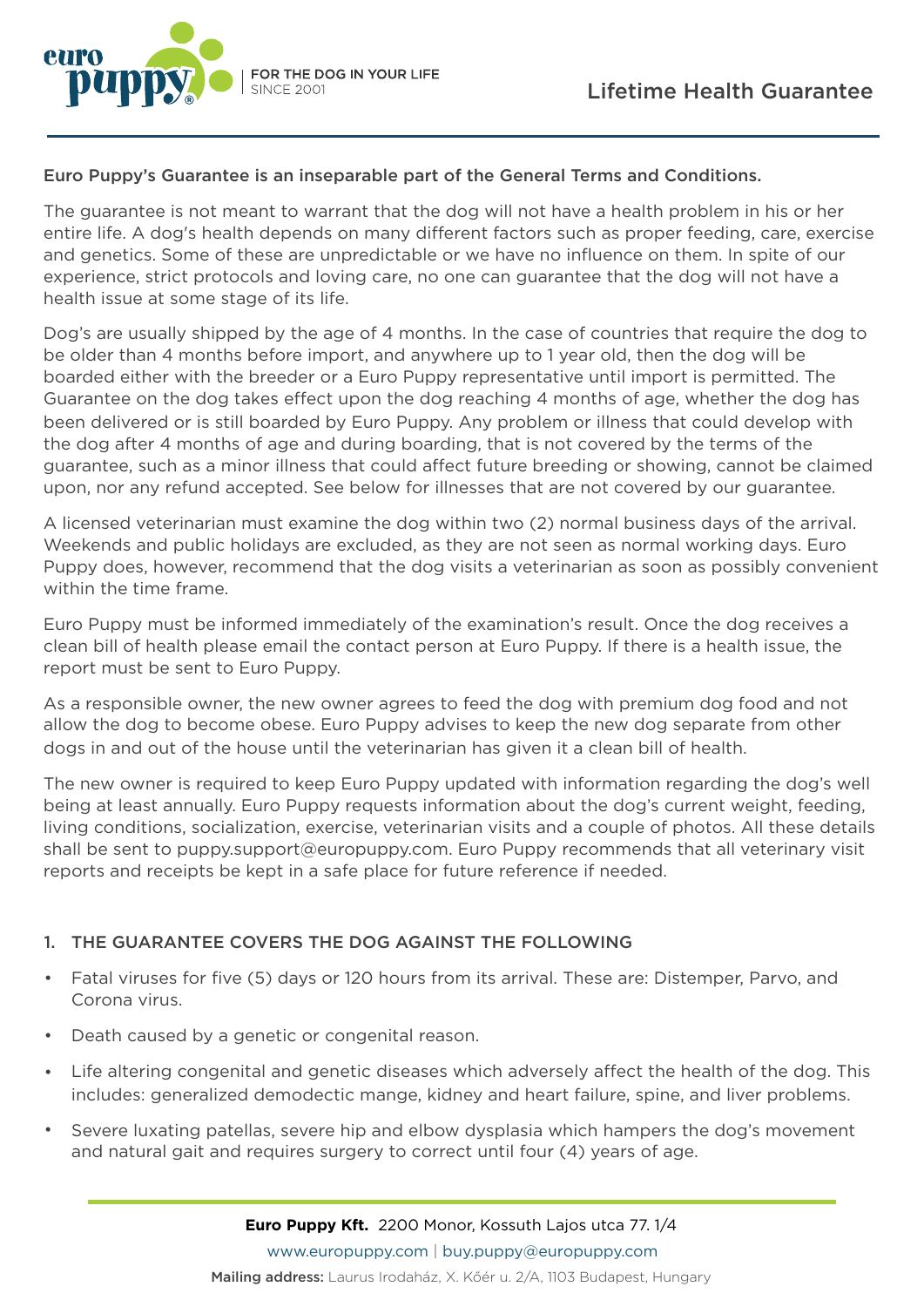# Lifetime Health Guarantee

**Euro Puppy's Guarantee is an inseparable part of the General Terms and Conditions.**

The guarantee is not meant to warrant that the dog will not have a health problem in his or her entire life. A dog's health depends on many different factors such as proper feeding, care, exercise and genetics. Some of these are unpredictable or we have no influence on them. In spite of our experience, strict protocols and loving care, no one can guarantee that the dog will not have a health issue at some stage of its life.

Dog's are usually shipped by the age of 4 months. In the case of countries that require the dog to be older than 4 months before import, and anywhere up to 1 year old, then the dog will be boarded either with the breeder or a Euro Puppy representative until import is permitted. The Guarantee on the dog takes effect upon the dog reaching 4 months of age, whether the dog has been delivered or is still boarded by Euro Puppy. Any problem or illness that could develop with the dog after 4 months of age and during boarding, that is not covered by the terms of the guarantee, such as a minor illness that could affect future breeding or showing, cannot be claimed upon, nor any refund accepted. See below for illnesses that are not covered by our guarantee.

A licensed veterinarian must examine the dog within two (2) normal business days of the arrival. Weekends and public holidays are excluded, as they are not seen as normal working days. Euro Puppy does, however, recommend that the dog visits a veterinarian as soon as possibly convenient within the time frame.

Euro Puppy must be informed immediately of the examination's result. Once the dog receives a clean bill of health please email the contact person at Euro Puppy. If there is a health issue, the report must be sent to Euro Puppy.

As a responsible owner, the new owner agrees to feed the dog with premium dog food and not allow the dog to become obese. Euro Puppy advises to keep the new dog separate from other dogs in and out of the house until the veterinarian has given it a clean bill of health.

The new owner is required to keep Euro Puppy updated with information regarding the dog's well being at least annually. Euro Puppy requests information about the dog's current weight, feeding, living conditions, socialization, exercise, veterinarian visits and a couple of photos. All these details shall be sent to puppy.support@europuppy.com. Euro Puppy recommends that all veterinary visit reports and receipts be kept in a safe place for future reference if needed.

## 1. THE GUARANTEE COVERS THE DOG AGAINST THE FOLLOWING

- Fatal viruses for five (5) days or 120 hours from its arrival. These are: Distemper, Parvo, and Corona virus.
- Death caused by a genetic or congenital reason.
- Life altering congenital and genetic diseases which adversely affect the health of the dog. This includes: generalized demodectic mange, kidney and heart failure, spine, and liver problems.
- Severe luxating patellas, severe hip and elbow dysplasia which hampers the dog's movement and natural gait and requires surgery to correct until four (4) years of age.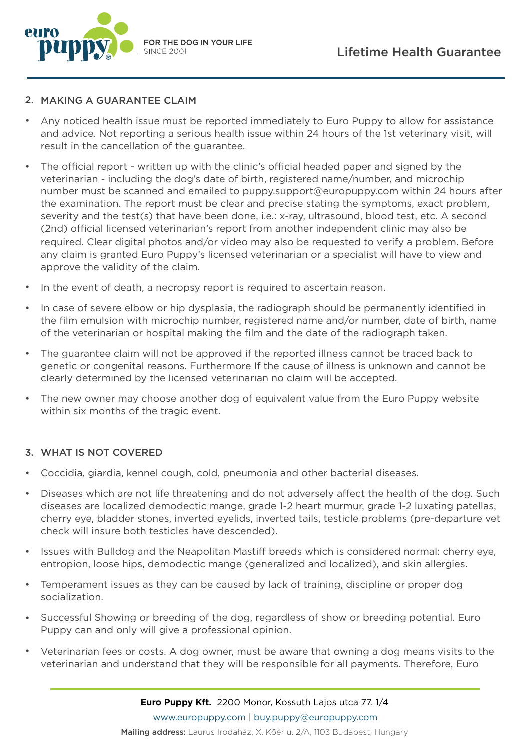## 2. MAKING A GUARANTEE CLAIM

- Any noticed health issue must be reported immediately to Euro Puppy to allow for assistance and advice. Not reporting a serious health issue within 24 hours of the 1st veterinary visit, will result in the cancellation of the guarantee.
- The official report - written up with the clinic's official headed paper and signed by the veterinarian - including the dog's date of birth, registered name/number, and microchip number must be scanned and emailed to puppy.support@europuppy.com within 24 hours after the examination. The report must be clear and precise stating the symptoms, exact problem, severity and the test(s) that have been done, i.e.: x-ray, ultrasound, blood test, etc. A second (2nd) official licensed veterinarian's report from another independent clinic may also be required. Clear digital photos and/or video may also be requested to verify a problem. Before any claim is granted Euro Puppy's licensed veterinarian or a specialist will have to view and approve the validity of the claim.
- In the event of death, a necropsy report is required to ascertain reason.
- In case of severe elbow or hip dysplasia, the radiograph should be permanently identified in the film emulsion with microchip number, registered name and/or number, date of birth, name of the veterinarian or hospital making the film and the date of the radiograph taken.
- The guarantee claim will not be approved if the reported illness cannot be traced back to genetic or congenital reasons. Furthermore If the cause of illness is unknown and cannot be clearly determined by the licensed veterinarian no claim will be accepted.
- The new owner may choose another dog of equivalent value from the Euro Puppy website within six months of the tragic event.

## 3. WHAT IS NOT COVERED

- Coccidia, giardia, kennel cough, cold, pneumonia and other bacterial diseases.
- Diseases which are not life threatening and do not adversely affect the health of the dog. Such diseases are localized demodectic mange, grade 1-2 heart murmur, grade 1-2 luxating patellas, cherry eye, bladder stones, inverted eyelids, inverted tails, testicle problems (pre-departure vet check will insure both testicles have descended).
- Issues with Bulldog and the Neapolitan Mastiff breeds which is considered normal: cherry eye, entropion, loose hips, demodectic mange (generalized and localized), and skin allergies.
- Temperament issues as they can be caused by lack of training, discipline or proper dog socialization.
- Successful Showing or breeding of the dog, regardless of show or breeding potential. Euro Puppy can and only will give a professional opinion.
- Veterinarian fees or costs. A dog owner, must be aware that owning a dog means visits to the veterinarian and understand that they will be responsible for all payments. Therefore, Euro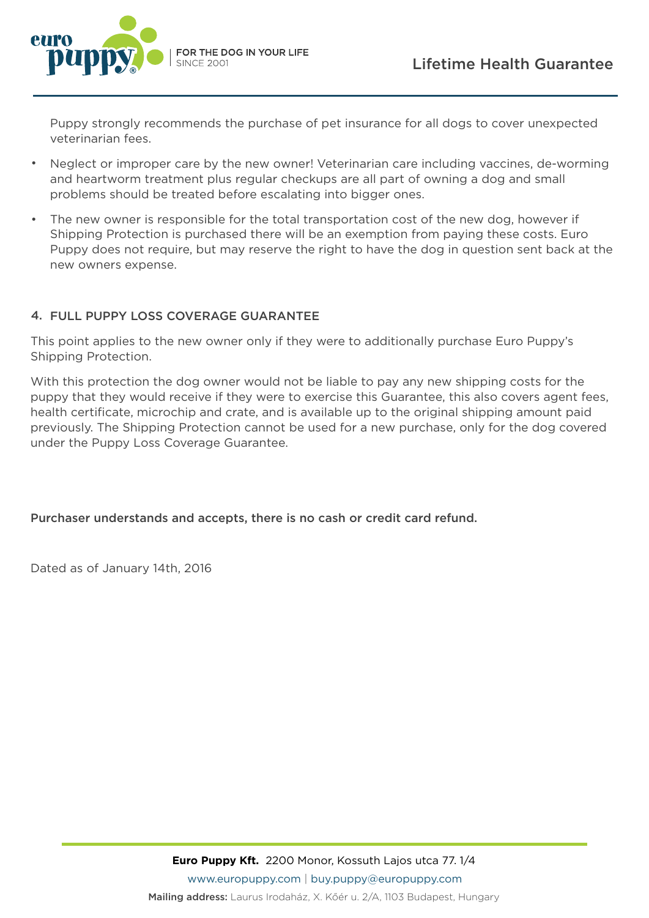Puppy strongly recommends the purchase of pet insurance for all dogs to cover unexpected veterinarian fees.

- Neglect or improper care by the new owner! Veterinarian care including vaccines, de-worming and heartworm treatment plus regular checkups are all part of owning a dog and small problems should be treated before escalating into bigger ones.
- The new owner is responsible for the total transportation cost of the new dog, however if Shipping Protection is purchased there will be an exemption from paying these costs. Euro Puppy does not require, but may reserve the right to have the dog in question sent back at the new owners expense.

## 4. FULL PUPPY LOSS COVERAGE GUARANTEE

This point applies to the new owner only if they were to additionally purchase Euro Puppy's Shipping Protection.

With this protection the dog owner would not be liable to pay any new shipping costs for the puppy that they would receive if they were to exercise this Guarantee, this also covers agent fees, health certificate, microchip and crate, and is available up to the original shipping amount paid previously. The Shipping Protection cannot be used for a new purchase, only for the dog covered under the Puppy Loss Coverage Guarantee.

**Purchaser understands and accepts, there is no cash or credit card refund.**

Dated as of January 14th, 2016